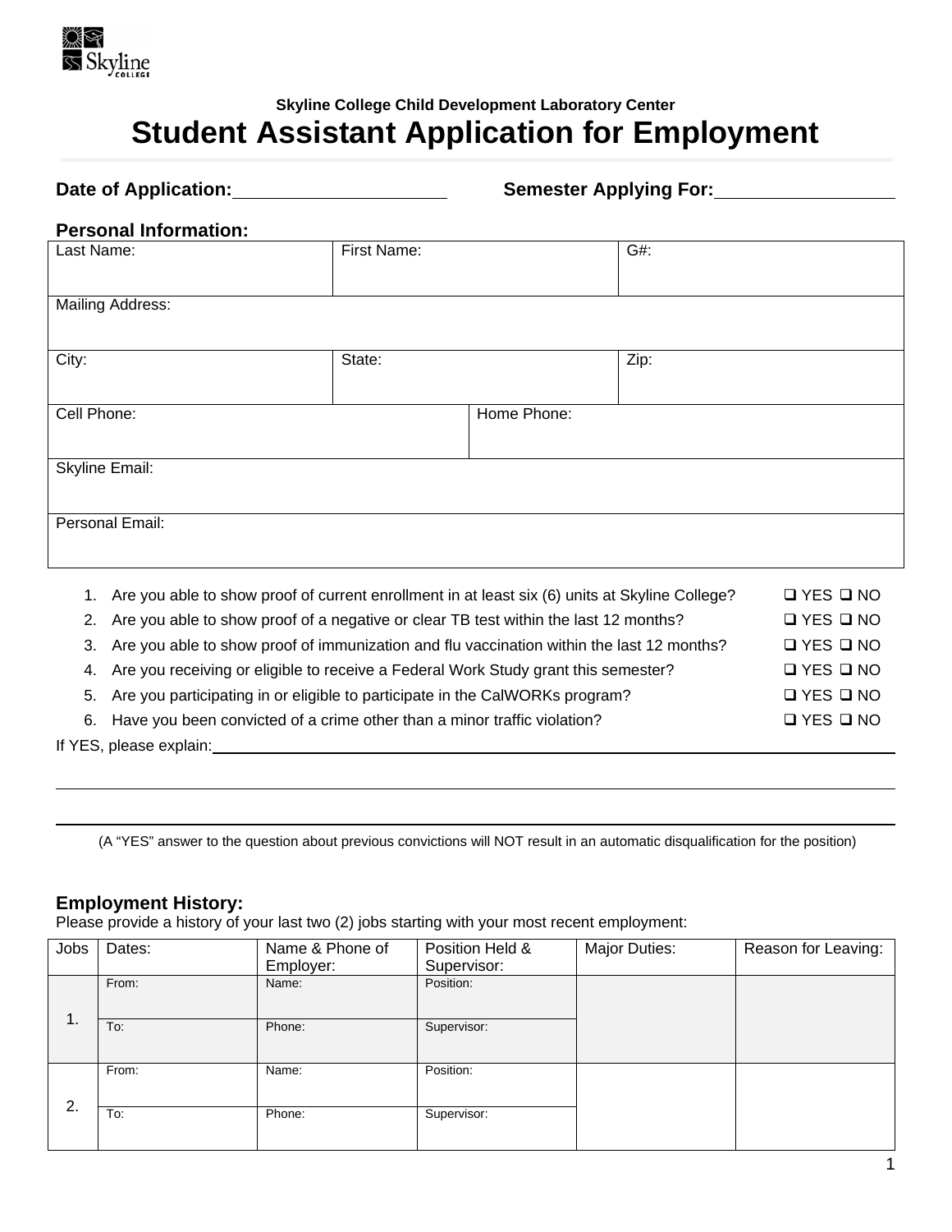Skyline College

**Skyline College Child Development Laboratory Center**

# Student Assistant Application for Employment

**Date of Application:** ______________________ **Semester Applying For:** __________________

### Personal Information:

| Last Name: | First Name: | G#: |
|---|---|---|
| Mailing Address: | | |
| City: | State: | Zip: |
| Cell Phone: | Home Phone: | |
| Skyline Email: | | |
| Personal Email: | | |

1. Are you able to show proof of current enrollment in at least six (6) units at Skyline College? ❑ YES ❑ NO
2. Are you able to show proof of a negative or clear TB test within the last 12 months? ❑ YES ❑ NO
3. Are you able to show proof of immunization and flu vaccination within the last 12 months? ❑ YES ❑ NO
4. Are you receiving or eligible to receive a Federal Work Study grant this semester? ❑ YES ❑ NO
5. Are you participating in or eligible to participate in the CalWORKs program? ❑ YES ❑ NO
6. Have you been convicted of a crime other than a minor traffic violation? ❑ YES ❑ NO

If YES, please explain: ____________________________________________________________

____________________________________________________________

____________________________________________________________

(A "YES" answer to the question about previous convictions will NOT result in an automatic disqualification for the position)

### Employment History:

Please provide a history of your last two (2) jobs starting with your most recent employment:

| Jobs | Dates: | Name & Phone of Employer: | Position Held & Supervisor: | Major Duties: | Reason for Leaving: |
|---|---|---|---|---|---|
| 1. | From: | Name: | Position: | | |
| | To: | Phone: | Supervisor: | | |
| 2. | From: | Name: | Position: | | |
| | To: | Phone: | Supervisor: | | |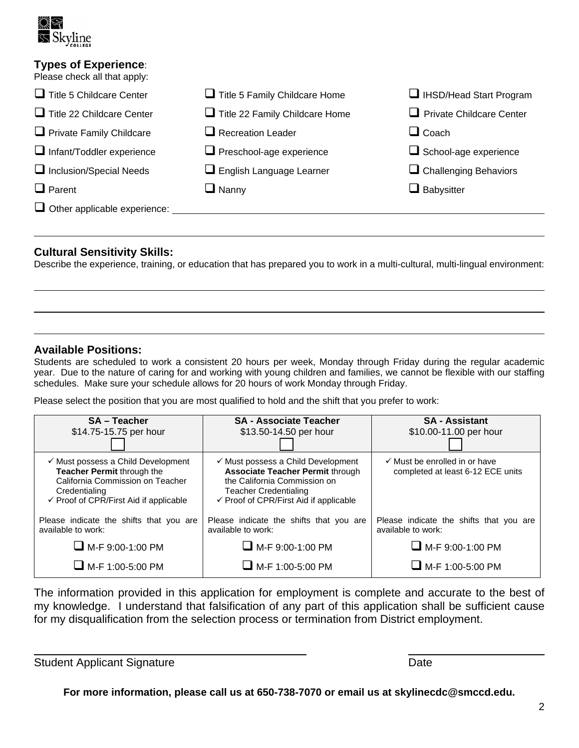**Types of Experience**:
Please check all that apply:

| | | |
|---|---|---|
| ☐ Title 5 Childcare Center | ☐ Title 5 Family Childcare Home | ☐ IHSD/Head Start Program |
| ☐ Title 22 Childcare Center | ☐ Title 22 Family Childcare Home | ☐ Private Childcare Center |
| ☐ Private Family Childcare | ☐ Recreation Leader | ☐ Coach |
| ☐ Infant/Toddler experience | ☐ Preschool-age experience | ☐ School-age experience |
| ☐ Inclusion/Special Needs | ☐ English Language Learner | ☐ Challenging Behaviors |
| ☐ Parent | ☐ Nanny | ☐ Babysitter |

☐ Other applicable experience: ______________________________________________

______________________________________________

**Cultural Sensitivity Skills:**
Describe the experience, training, or education that has prepared you to work in a multi-cultural, multi-lingual environment:

______________________________________________

______________________________________________

______________________________________________

**Available Positions:**
Students are scheduled to work a consistent 20 hours per week, Monday through Friday during the regular academic year. Due to the nature of caring for and working with young children and families, we cannot be flexible with our staffing schedules. Make sure your schedule allows for 20 hours of work Monday through Friday.

Please select the position that you are most qualified to hold and the shift that you prefer to work:

| **SA – Teacher** $14.75-15.75 per hour ☐ | **SA - Associate Teacher** $13.50-14.50 per hour ☐ | **SA - Assistant** $10.00-11.00 per hour ☐ |
|---|---|---|
| ✓ Must possess a Child Development **Teacher Permit** through the California Commission on Teacher Credentialing<br>✓ Proof of CPR/First Aid if applicable | ✓ Must possess a Child Development **Associate Teacher Permit** through the California Commission on Teacher Credentialing<br>✓ Proof of CPR/First Aid if applicable | ✓ Must be enrolled in or have completed at least 6-12 ECE units |
| Please indicate the shifts that you are available to work: | Please indicate the shifts that you are available to work: | Please indicate the shifts that you are available to work: |
| ☐ M-F 9:00-1:00 PM | ☐ M-F 9:00-1:00 PM | ☐ M-F 9:00-1:00 PM |
| ☐ M-F 1:00-5:00 PM | ☐ M-F 1:00-5:00 PM | ☐ M-F 1:00-5:00 PM |

The information provided in this application for employment is complete and accurate to the best of my knowledge. I understand that falsification of any part of this application shall be sufficient cause for my disqualification from the selection process or termination from District employment.

______________________________ ______________

Student Applicant Signature Date

**For more information, please call us at 650-738-7070 or email us at skylinecdc@smccd.edu.**